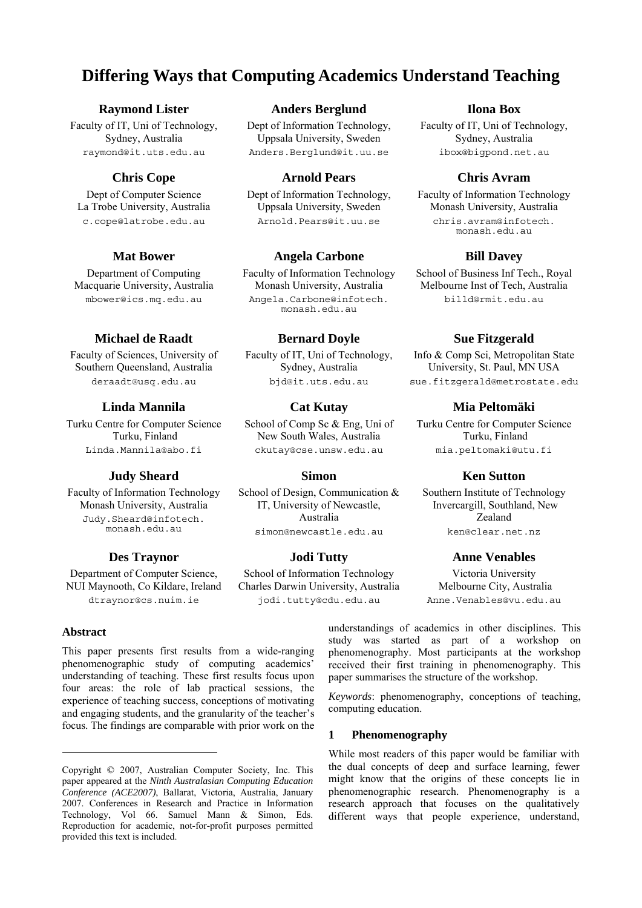# Differing Ways that Computing Academics Understand Teaching

**Raymond Lister**
Faculty of IT, Uni of Technology, Sydney, Australia
raymond@it.uts.edu.au

**Anders Berglund**
Dept of Information Technology, Uppsala University, Sweden
Anders.Berglund@it.uu.se

**Ilona Box**
Faculty of IT, Uni of Technology, Sydney, Australia
ibox@bigpond.net.au

**Chris Cope**
Dept of Computer Science, La Trobe University, Australia
c.cope@latrobe.edu.au

**Arnold Pears**
Dept of Information Technology, Uppsala University, Sweden
Arnold.Pears@it.uu.se

**Chris Avram**
Faculty of Information Technology, Monash University, Australia
chris.avram@infotech.monash.edu.au

**Mat Bower**
Department of Computing, Macquarie University, Australia
mbower@ics.mq.edu.au

**Angela Carbone**
Faculty of Information Technology, Monash University, Australia
Angela.Carbone@infotech.monash.edu.au

**Bill Davey**
School of Business Inf Tech., Royal Melbourne Inst of Tech, Australia
billd@rmit.edu.au

**Michael de Raadt**
Faculty of Sciences, University of Southern Queensland, Australia
deraadt@usq.edu.au

**Bernard Doyle**
Faculty of IT, Uni of Technology, Sydney, Australia
bjd@it.uts.edu.au

**Sue Fitzgerald**
Info & Comp Sci, Metropolitan State University, St. Paul, MN USA
sue.fitzgerald@metrostate.edu

**Linda Mannila**
Turku Centre for Computer Science, Turku, Finland
Linda.Mannila@abo.fi

**Cat Kutay**
School of Comp Sc & Eng, Uni of New South Wales, Australia
ckutay@cse.unsw.edu.au

**Mia Peltomäki**
Turku Centre for Computer Science, Turku, Finland
mia.peltomaki@utu.fi

**Judy Sheard**
Faculty of Information Technology, Monash University, Australia
Judy.Sheard@infotech.monash.edu.au

**Simon**
School of Design, Communication & IT, University of Newcastle, Australia
simon@newcastle.edu.au

**Ken Sutton**
Southern Institute of Technology, Invercargill, Southland, New Zealand
ken@clear.net.nz

**Des Traynor**
Department of Computer Science, NUI Maynooth, Co Kildare, Ireland
dtraynor@cs.nuim.ie

**Jodi Tutty**
School of Information Technology, Charles Darwin University, Australia
jodi.tutty@cdu.edu.au

**Anne Venables**
Victoria University, Melbourne City, Australia
Anne.Venables@vu.edu.au

## Abstract

This paper presents first results from a wide-ranging phenomenographic study of computing academics' understanding of teaching. These first results focus upon four areas: the role of lab practical sessions, the experience of teaching success, conceptions of motivating and engaging students, and the granularity of the teacher's focus. The findings are comparable with prior work on the understandings of academics in other disciplines. This study was started as part of a workshop on phenomenography. Most participants at the workshop received their first training in phenomenography. This paper summarises the structure of the workshop.

*Keywords*: phenomenography, conceptions of teaching, computing education.

## 1 Phenomenography

While most readers of this paper would be familiar with the dual concepts of deep and surface learning, fewer might know that the origins of these concepts lie in phenomenographic research. Phenomenography is a research approach that focuses on the qualitatively different ways that people experience, understand,

---

Copyright © 2007, Australian Computer Society, Inc. This paper appeared at the *Ninth Australasian Computing Education Conference (ACE2007)*, Ballarat, Victoria, Australia, January 2007. Conferences in Research and Practice in Information Technology, Vol 66. Samuel Mann & Simon, Eds. Reproduction for academic, not-for-profit purposes permitted provided this text is included.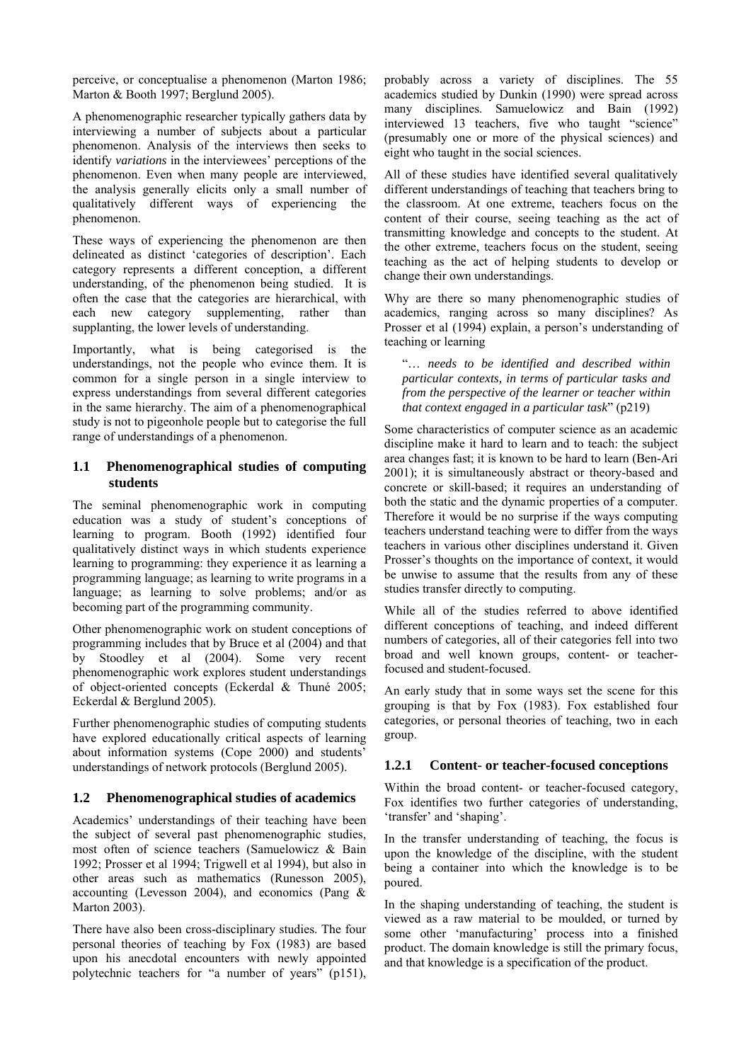perceive, or conceptualise a phenomenon (Marton 1986; Marton & Booth 1997; Berglund 2005).

A phenomenographic researcher typically gathers data by interviewing a number of subjects about a particular phenomenon. Analysis of the interviews then seeks to identify *variations* in the interviewees' perceptions of the phenomenon. Even when many people are interviewed, the analysis generally elicits only a small number of qualitatively different ways of experiencing the phenomenon.

These ways of experiencing the phenomenon are then delineated as distinct 'categories of description'. Each category represents a different conception, a different understanding, of the phenomenon being studied. It is often the case that the categories are hierarchical, with each new category supplementing, rather than supplanting, the lower levels of understanding.

Importantly, what is being categorised is the understandings, not the people who evince them. It is common for a single person in a single interview to express understandings from several different categories in the same hierarchy. The aim of a phenomenographical study is not to pigeonhole people but to categorise the full range of understandings of a phenomenon.

### 1.1 Phenomenographical studies of computing students

The seminal phenomenographic work in computing education was a study of student's conceptions of learning to program. Booth (1992) identified four qualitatively distinct ways in which students experience learning to programming: they experience it as learning a programming language; as learning to write programs in a language; as learning to solve problems; and/or as becoming part of the programming community.

Other phenomenographic work on student conceptions of programming includes that by Bruce et al (2004) and that by Stoodley et al (2004). Some very recent phenomenographic work explores student understandings of object-oriented concepts (Eckerdal & Thuné 2005; Eckerdal & Berglund 2005).

Further phenomenographic studies of computing students have explored educationally critical aspects of learning about information systems (Cope 2000) and students' understandings of network protocols (Berglund 2005).

### 1.2 Phenomenographical studies of academics

Academics' understandings of their teaching have been the subject of several past phenomenographic studies, most often of science teachers (Samuelowicz & Bain 1992; Prosser et al 1994; Trigwell et al 1994), but also in other areas such as mathematics (Runesson 2005), accounting (Levesson 2004), and economics (Pang & Marton 2003).

There have also been cross-disciplinary studies. The four personal theories of teaching by Fox (1983) are based upon his anecdotal encounters with newly appointed polytechnic teachers for "a number of years" (p151), probably across a variety of disciplines. The 55 academics studied by Dunkin (1990) were spread across many disciplines. Samuelowicz and Bain (1992) interviewed 13 teachers, five who taught "science" (presumably one or more of the physical sciences) and eight who taught in the social sciences.

All of these studies have identified several qualitatively different understandings of teaching that teachers bring to the classroom. At one extreme, teachers focus on the content of their course, seeing teaching as the act of transmitting knowledge and concepts to the student. At the other extreme, teachers focus on the student, seeing teaching as the act of helping students to develop or change their own understandings.

Why are there so many phenomenographic studies of academics, ranging across so many disciplines? As Prosser et al (1994) explain, a person's understanding of teaching or learning

> "… *needs to be identified and described within particular contexts, in terms of particular tasks and from the perspective of the learner or teacher within that context engaged in a particular task*" (p219)

Some characteristics of computer science as an academic discipline make it hard to learn and to teach: the subject area changes fast; it is known to be hard to learn (Ben-Ari 2001); it is simultaneously abstract or theory-based and concrete or skill-based; it requires an understanding of both the static and the dynamic properties of a computer. Therefore it would be no surprise if the ways computing teachers understand teaching were to differ from the ways teachers in various other disciplines understand it. Given Prosser's thoughts on the importance of context, it would be unwise to assume that the results from any of these studies transfer directly to computing.

While all of the studies referred to above identified different conceptions of teaching, and indeed different numbers of categories, all of their categories fell into two broad and well known groups, content- or teacher-focused and student-focused.

An early study that in some ways set the scene for this grouping is that by Fox (1983). Fox established four categories, or personal theories of teaching, two in each group.

#### 1.2.1 Content- or teacher-focused conceptions

Within the broad content- or teacher-focused category, Fox identifies two further categories of understanding, 'transfer' and 'shaping'.

In the transfer understanding of teaching, the focus is upon the knowledge of the discipline, with the student being a container into which the knowledge is to be poured.

In the shaping understanding of teaching, the student is viewed as a raw material to be moulded, or turned by some other 'manufacturing' process into a finished product. The domain knowledge is still the primary focus, and that knowledge is a specification of the product.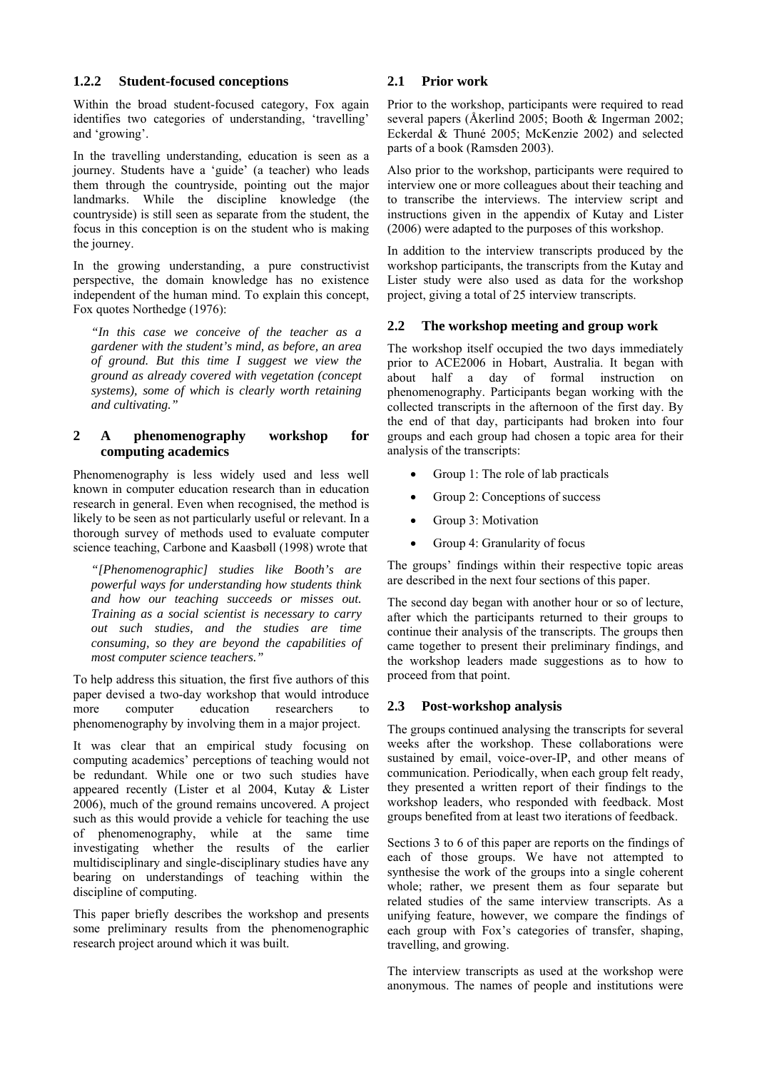### 1.2.2 Student-focused conceptions

Within the broad student-focused category, Fox again identifies two categories of understanding, 'travelling' and 'growing'.

In the travelling understanding, education is seen as a journey. Students have a 'guide' (a teacher) who leads them through the countryside, pointing out the major landmarks. While the discipline knowledge (the countryside) is still seen as separate from the student, the focus in this conception is on the student who is making the journey.

In the growing understanding, a pure constructivist perspective, the domain knowledge has no existence independent of the human mind. To explain this concept, Fox quotes Northedge (1976):

> *"In this case we conceive of the teacher as a gardener with the student's mind, as before, an area of ground. But this time I suggest we view the ground as already covered with vegetation (concept systems), some of which is clearly worth retaining and cultivating."*

## 2 A phenomenography workshop for computing academics

Phenomenography is less widely used and less well known in computer education research than in education research in general. Even when recognised, the method is likely to be seen as not particularly useful or relevant. In a thorough survey of methods used to evaluate computer science teaching, Carbone and Kaasbøll (1998) wrote that

> *"[Phenomenographic] studies like Booth's are powerful ways for understanding how students think and how our teaching succeeds or misses out. Training as a social scientist is necessary to carry out such studies, and the studies are time consuming, so they are beyond the capabilities of most computer science teachers."*

To help address this situation, the first five authors of this paper devised a two-day workshop that would introduce more computer education researchers to phenomenography by involving them in a major project.

It was clear that an empirical study focusing on computing academics' perceptions of teaching would not be redundant. While one or two such studies have appeared recently (Lister et al 2004, Kutay & Lister 2006), much of the ground remains uncovered. A project such as this would provide a vehicle for teaching the use of phenomenography, while at the same time investigating whether the results of the earlier multidisciplinary and single-disciplinary studies have any bearing on understandings of teaching within the discipline of computing.

This paper briefly describes the workshop and presents some preliminary results from the phenomenographic research project around which it was built.

### 2.1 Prior work

Prior to the workshop, participants were required to read several papers (Åkerlind 2005; Booth & Ingerman 2002; Eckerdal & Thuné 2005; McKenzie 2002) and selected parts of a book (Ramsden 2003).

Also prior to the workshop, participants were required to interview one or more colleagues about their teaching and to transcribe the interviews. The interview script and instructions given in the appendix of Kutay and Lister (2006) were adapted to the purposes of this workshop.

In addition to the interview transcripts produced by the workshop participants, the transcripts from the Kutay and Lister study were also used as data for the workshop project, giving a total of 25 interview transcripts.

### 2.2 The workshop meeting and group work

The workshop itself occupied the two days immediately prior to ACE2006 in Hobart, Australia. It began with about half a day of formal instruction on phenomenography. Participants began working with the collected transcripts in the afternoon of the first day. By the end of that day, participants had broken into four groups and each group had chosen a topic area for their analysis of the transcripts:

- Group 1: The role of lab practicals
- Group 2: Conceptions of success
- Group 3: Motivation
- Group 4: Granularity of focus

The groups' findings within their respective topic areas are described in the next four sections of this paper.

The second day began with another hour or so of lecture, after which the participants returned to their groups to continue their analysis of the transcripts. The groups then came together to present their preliminary findings, and the workshop leaders made suggestions as to how to proceed from that point.

### 2.3 Post-workshop analysis

The groups continued analysing the transcripts for several weeks after the workshop. These collaborations were sustained by email, voice-over-IP, and other means of communication. Periodically, when each group felt ready, they presented a written report of their findings to the workshop leaders, who responded with feedback. Most groups benefited from at least two iterations of feedback.

Sections 3 to 6 of this paper are reports on the findings of each of those groups. We have not attempted to synthesise the work of the groups into a single coherent whole; rather, we present them as four separate but related studies of the same interview transcripts. As a unifying feature, however, we compare the findings of each group with Fox's categories of transfer, shaping, travelling, and growing.

The interview transcripts as used at the workshop were anonymous. The names of people and institutions were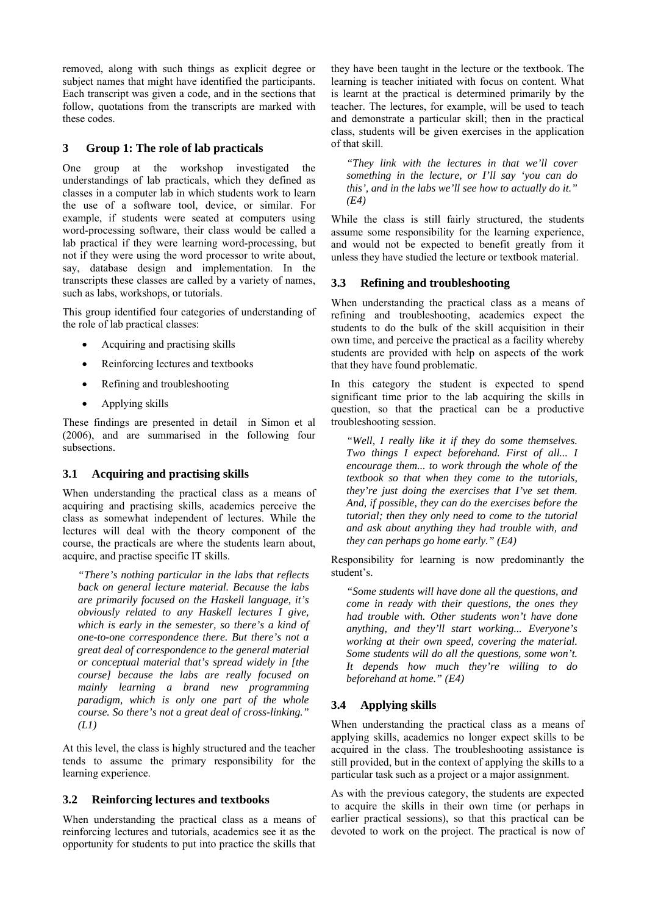removed, along with such things as explicit degree or subject names that might have identified the participants. Each transcript was given a code, and in the sections that follow, quotations from the transcripts are marked with these codes.

## 3 Group 1: The role of lab practicals

One group at the workshop investigated the understandings of lab practicals, which they defined as classes in a computer lab in which students work to learn the use of a software tool, device, or similar. For example, if students were seated at computers using word-processing software, their class would be called a lab practical if they were learning word-processing, but not if they were using the word processor to write about, say, database design and implementation. In the transcripts these classes are called by a variety of names, such as labs, workshops, or tutorials.

This group identified four categories of understanding of the role of lab practical classes:

- Acquiring and practising skills
- Reinforcing lectures and textbooks
- Refining and troubleshooting
- Applying skills

These findings are presented in detail in Simon et al (2006), and are summarised in the following four subsections.

### 3.1 Acquiring and practising skills

When understanding the practical class as a means of acquiring and practising skills, academics perceive the class as somewhat independent of lectures. While the lectures will deal with the theory component of the course, the practicals are where the students learn about, acquire, and practise specific IT skills.

> *"There's nothing particular in the labs that reflects back on general lecture material. Because the labs are primarily focused on the Haskell language, it's obviously related to any Haskell lectures I give, which is early in the semester, so there's a kind of one-to-one correspondence there. But there's not a great deal of correspondence to the general material or conceptual material that's spread widely in [the course] because the labs are really focused on mainly learning a brand new programming paradigm, which is only one part of the whole course. So there's not a great deal of cross-linking." (L1)*

At this level, the class is highly structured and the teacher tends to assume the primary responsibility for the learning experience.

### 3.2 Reinforcing lectures and textbooks

When understanding the practical class as a means of reinforcing lectures and tutorials, academics see it as the opportunity for students to put into practice the skills that they have been taught in the lecture or the textbook. The learning is teacher initiated with focus on content. What is learnt at the practical is determined primarily by the teacher. The lectures, for example, will be used to teach and demonstrate a particular skill; then in the practical class, students will be given exercises in the application of that skill.

> *"They link with the lectures in that we'll cover something in the lecture, or I'll say 'you can do this', and in the labs we'll see how to actually do it." (E4)*

While the class is still fairly structured, the students assume some responsibility for the learning experience, and would not be expected to benefit greatly from it unless they have studied the lecture or textbook material.

### 3.3 Refining and troubleshooting

When understanding the practical class as a means of refining and troubleshooting, academics expect the students to do the bulk of the skill acquisition in their own time, and perceive the practical as a facility whereby students are provided with help on aspects of the work that they have found problematic.

In this category the student is expected to spend significant time prior to the lab acquiring the skills in question, so that the practical can be a productive troubleshooting session.

> *"Well, I really like it if they do some themselves. Two things I expect beforehand. First of all... I encourage them... to work through the whole of the textbook so that when they come to the tutorials, they're just doing the exercises that I've set them. And, if possible, they can do the exercises before the tutorial; then they only need to come to the tutorial and ask about anything they had trouble with, and they can perhaps go home early." (E4)*

Responsibility for learning is now predominantly the student's.

> *"Some students will have done all the questions, and come in ready with their questions, the ones they had trouble with. Other students won't have done anything, and they'll start working... Everyone's working at their own speed, covering the material. Some students will do all the questions, some won't. It depends how much they're willing to do beforehand at home." (E4)*

### 3.4 Applying skills

When understanding the practical class as a means of applying skills, academics no longer expect skills to be acquired in the class. The troubleshooting assistance is still provided, but in the context of applying the skills to a particular task such as a project or a major assignment.

As with the previous category, the students are expected to acquire the skills in their own time (or perhaps in earlier practical sessions), so that this practical can be devoted to work on the project. The practical is now of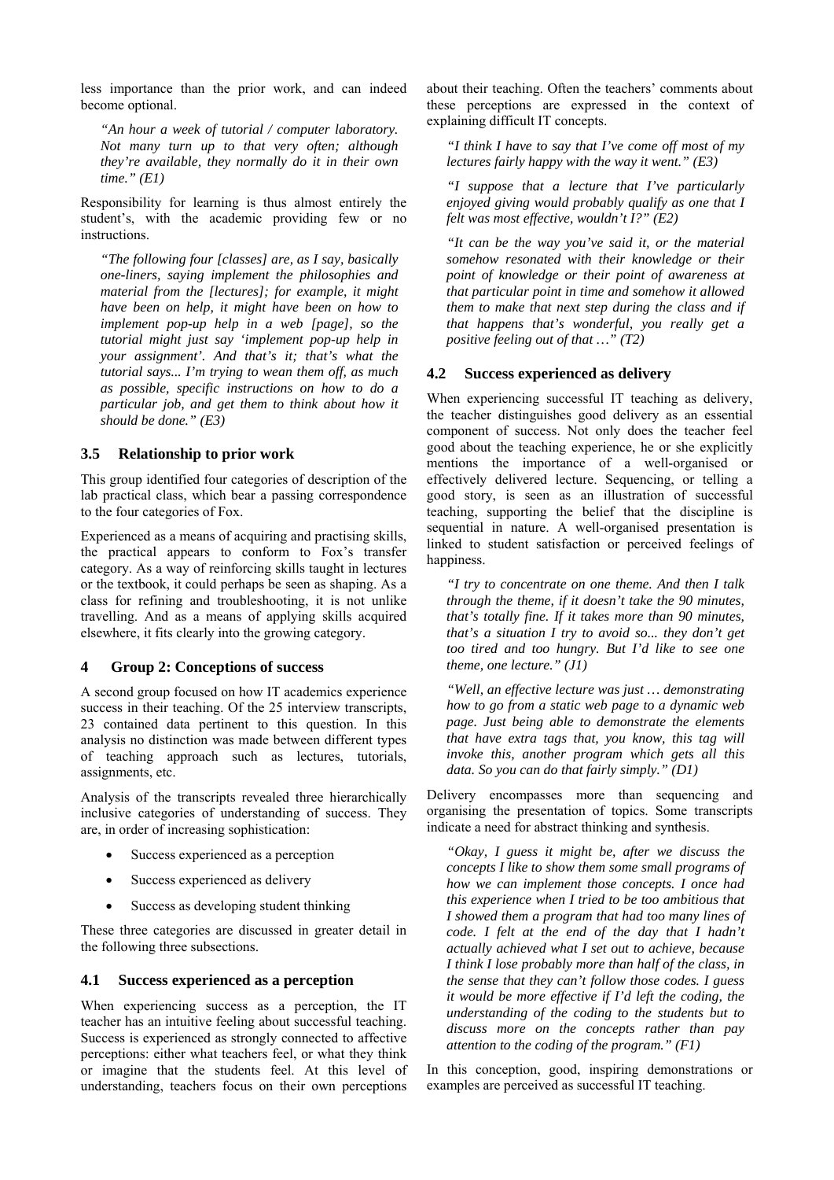less importance than the prior work, and can indeed become optional.

> *"An hour a week of tutorial / computer laboratory. Not many turn up to that very often; although they're available, they normally do it in their own time." (E1)*

Responsibility for learning is thus almost entirely the student's, with the academic providing few or no instructions.

> *"The following four [classes] are, as I say, basically one-liners, saying implement the philosophies and material from the [lectures]; for example, it might have been on help, it might have been on how to implement pop-up help in a web [page], so the tutorial might just say 'implement pop-up help in your assignment'. And that's it; that's what the tutorial says... I'm trying to wean them off, as much as possible, specific instructions on how to do a particular job, and get them to think about how it should be done." (E3)*

### 3.5 Relationship to prior work

This group identified four categories of description of the lab practical class, which bear a passing correspondence to the four categories of Fox.

Experienced as a means of acquiring and practising skills, the practical appears to conform to Fox's transfer category. As a way of reinforcing skills taught in lectures or the textbook, it could perhaps be seen as shaping. As a class for refining and troubleshooting, it is not unlike travelling. And as a means of applying skills acquired elsewhere, it fits clearly into the growing category.

## 4 Group 2: Conceptions of success

A second group focused on how IT academics experience success in their teaching. Of the 25 interview transcripts, 23 contained data pertinent to this question. In this analysis no distinction was made between different types of teaching approach such as lectures, tutorials, assignments, etc.

Analysis of the transcripts revealed three hierarchically inclusive categories of understanding of success. They are, in order of increasing sophistication:

- Success experienced as a perception
- Success experienced as delivery
- Success as developing student thinking

These three categories are discussed in greater detail in the following three subsections.

### 4.1 Success experienced as a perception

When experiencing success as a perception, the IT teacher has an intuitive feeling about successful teaching. Success is experienced as strongly connected to affective perceptions: either what teachers feel, or what they think or imagine that the students feel. At this level of understanding, teachers focus on their own perceptions about their teaching. Often the teachers' comments about these perceptions are expressed in the context of explaining difficult IT concepts.

> *"I think I have to say that I've come off most of my lectures fairly happy with the way it went." (E3)*

> *"I suppose that a lecture that I've particularly enjoyed giving would probably qualify as one that I felt was most effective, wouldn't I?" (E2)*

> *"It can be the way you've said it, or the material somehow resonated with their knowledge or their point of knowledge or their point of awareness at that particular point in time and somehow it allowed them to make that next step during the class and if that happens that's wonderful, you really get a positive feeling out of that …" (T2)*

### 4.2 Success experienced as delivery

When experiencing successful IT teaching as delivery, the teacher distinguishes good delivery as an essential component of success. Not only does the teacher feel good about the teaching experience, he or she explicitly mentions the importance of a well-organised or effectively delivered lecture. Sequencing, or telling a good story, is seen as an illustration of successful teaching, supporting the belief that the discipline is sequential in nature. A well-organised presentation is linked to student satisfaction or perceived feelings of happiness.

> *"I try to concentrate on one theme. And then I talk through the theme, if it doesn't take the 90 minutes, that's totally fine. If it takes more than 90 minutes, that's a situation I try to avoid so... they don't get too tired and too hungry. But I'd like to see one theme, one lecture." (J1)*

> *"Well, an effective lecture was just … demonstrating how to go from a static web page to a dynamic web page. Just being able to demonstrate the elements that have extra tags that, you know, this tag will invoke this, another program which gets all this data. So you can do that fairly simply." (D1)*

Delivery encompasses more than sequencing and organising the presentation of topics. Some transcripts indicate a need for abstract thinking and synthesis.

> *"Okay, I guess it might be, after we discuss the concepts I like to show them some small programs of how we can implement those concepts. I once had this experience when I tried to be too ambitious that I showed them a program that had too many lines of code. I felt at the end of the day that I hadn't actually achieved what I set out to achieve, because I think I lose probably more than half of the class, in the sense that they can't follow those codes. I guess it would be more effective if I'd left the coding, the understanding of the coding to the students but to discuss more on the concepts rather than pay attention to the coding of the program." (F1)*

In this conception, good, inspiring demonstrations or examples are perceived as successful IT teaching.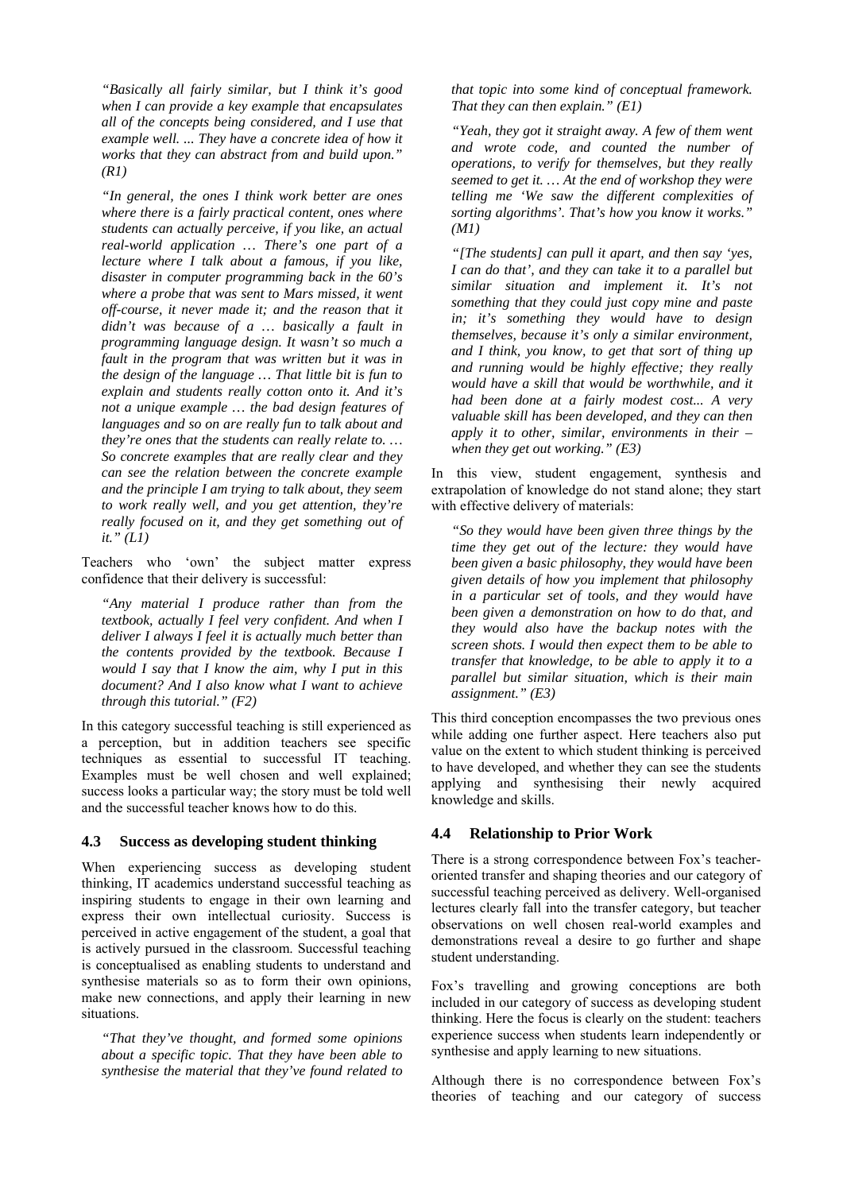*"Basically all fairly similar, but I think it's good when I can provide a key example that encapsulates all of the concepts being considered, and I use that example well. ... They have a concrete idea of how it works that they can abstract from and build upon." (R1)*

*"In general, the ones I think work better are ones where there is a fairly practical content, ones where students can actually perceive, if you like, an actual real-world application … There's one part of a lecture where I talk about a famous, if you like, disaster in computer programming back in the 60's where a probe that was sent to Mars missed, it went off-course, it never made it; and the reason that it didn't was because of a … basically a fault in programming language design. It wasn't so much a fault in the program that was written but it was in the design of the language … That little bit is fun to explain and students really cotton onto it. And it's not a unique example … the bad design features of languages and so on are really fun to talk about and they're ones that the students can really relate to. … So concrete examples that are really clear and they can see the relation between the concrete example and the principle I am trying to talk about, they seem to work really well, and you get attention, they're really focused on it, and they get something out of it." (L1)*

Teachers who 'own' the subject matter express confidence that their delivery is successful:

*"Any material I produce rather than from the textbook, actually I feel very confident. And when I deliver I always I feel it is actually much better than the contents provided by the textbook. Because I would I say that I know the aim, why I put in this document? And I also know what I want to achieve through this tutorial." (F2)*

In this category successful teaching is still experienced as a perception, but in addition teachers see specific techniques as essential to successful IT teaching. Examples must be well chosen and well explained; success looks a particular way; the story must be told well and the successful teacher knows how to do this.

### 4.3 Success as developing student thinking

When experiencing success as developing student thinking, IT academics understand successful teaching as inspiring students to engage in their own learning and express their own intellectual curiosity. Success is perceived in active engagement of the student, a goal that is actively pursued in the classroom. Successful teaching is conceptualised as enabling students to understand and synthesise materials so as to form their own opinions, make new connections, and apply their learning in new situations.

*"That they've thought, and formed some opinions about a specific topic. That they have been able to synthesise the material that they've found related to that topic into some kind of conceptual framework. That they can then explain." (E1)*

*"Yeah, they got it straight away. A few of them went and wrote code, and counted the number of operations, to verify for themselves, but they really seemed to get it. … At the end of workshop they were telling me 'We saw the different complexities of sorting algorithms'. That's how you know it works." (M1)*

*"[The students] can pull it apart, and then say 'yes, I can do that', and they can take it to a parallel but similar situation and implement it. It's not something that they could just copy mine and paste in; it's something they would have to design themselves, because it's only a similar environment, and I think, you know, to get that sort of thing up and running would be highly effective; they really would have a skill that would be worthwhile, and it had been done at a fairly modest cost... A very valuable skill has been developed, and they can then apply it to other, similar, environments in their – when they get out working." (E3)*

In this view, student engagement, synthesis and extrapolation of knowledge do not stand alone; they start with effective delivery of materials:

*"So they would have been given three things by the time they get out of the lecture: they would have been given a basic philosophy, they would have been given details of how you implement that philosophy in a particular set of tools, and they would have been given a demonstration on how to do that, and they would also have the backup notes with the screen shots. I would then expect them to be able to transfer that knowledge, to be able to apply it to a parallel but similar situation, which is their main assignment." (E3)*

This third conception encompasses the two previous ones while adding one further aspect. Here teachers also put value on the extent to which student thinking is perceived to have developed, and whether they can see the students applying and synthesising their newly acquired knowledge and skills.

### 4.4 Relationship to Prior Work

There is a strong correspondence between Fox's teacher-oriented transfer and shaping theories and our category of successful teaching perceived as delivery. Well-organised lectures clearly fall into the transfer category, but teacher observations on well chosen real-world examples and demonstrations reveal a desire to go further and shape student understanding.

Fox's travelling and growing conceptions are both included in our category of success as developing student thinking. Here the focus is clearly on the student: teachers experience success when students learn independently or synthesise and apply learning to new situations.

Although there is no correspondence between Fox's theories of teaching and our category of success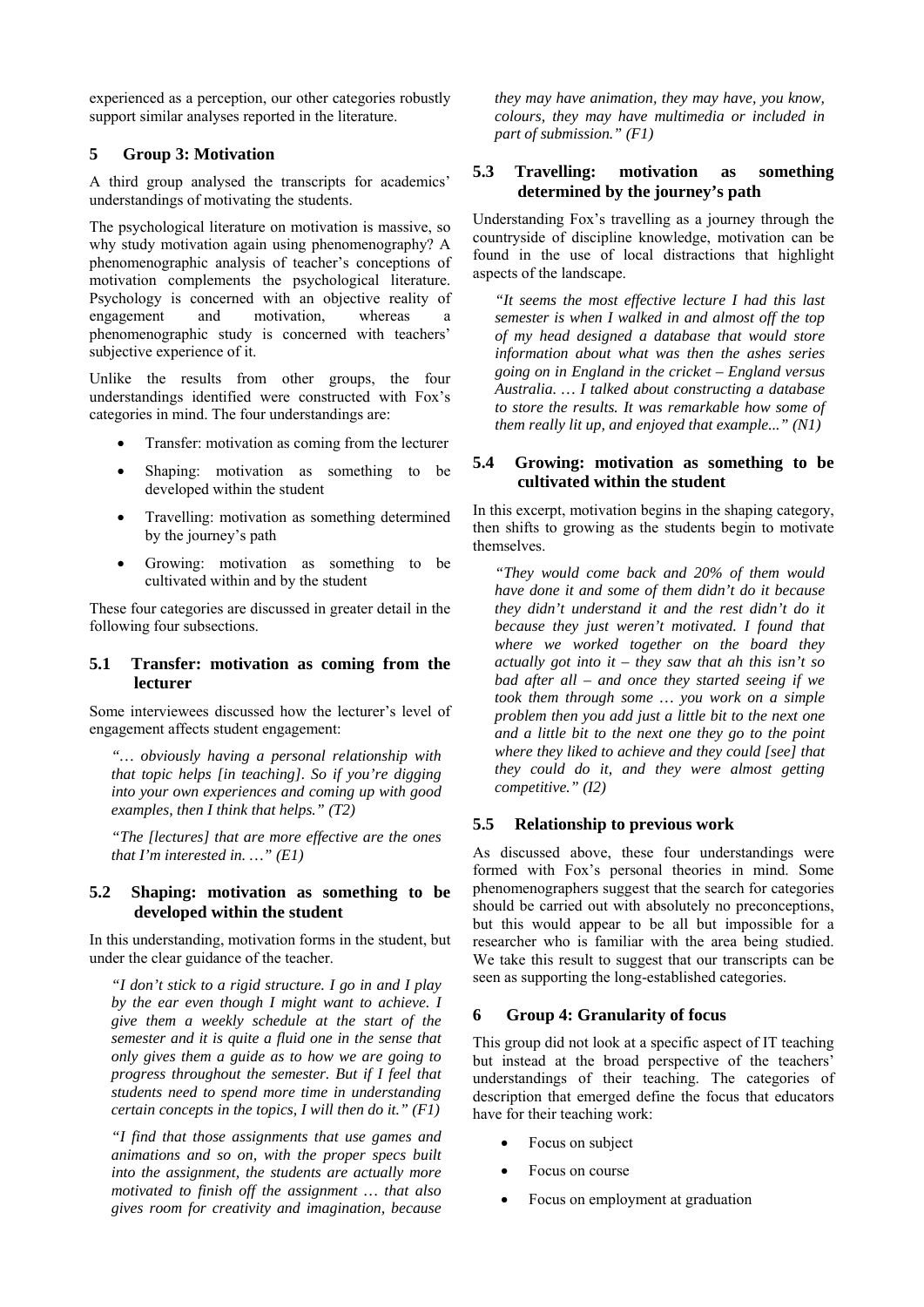experienced as a perception, our other categories robustly support similar analyses reported in the literature.

## 5 Group 3: Motivation

A third group analysed the transcripts for academics' understandings of motivating the students.

The psychological literature on motivation is massive, so why study motivation again using phenomenography? A phenomenographic analysis of teacher's conceptions of motivation complements the psychological literature. Psychology is concerned with an objective reality of engagement and motivation, whereas a phenomenographic study is concerned with teachers' subjective experience of it.

Unlike the results from other groups, the four understandings identified were constructed with Fox's categories in mind. The four understandings are:

- Transfer: motivation as coming from the lecturer
- Shaping: motivation as something to be developed within the student
- Travelling: motivation as something determined by the journey's path
- Growing: motivation as something to be cultivated within and by the student

These four categories are discussed in greater detail in the following four subsections.

### 5.1 Transfer: motivation as coming from the lecturer

Some interviewees discussed how the lecturer's level of engagement affects student engagement:

> *"… obviously having a personal relationship with that topic helps [in teaching]. So if you're digging into your own experiences and coming up with good examples, then I think that helps." (T2)*

> *"The [lectures] that are more effective are the ones that I'm interested in. …" (E1)*

### 5.2 Shaping: motivation as something to be developed within the student

In this understanding, motivation forms in the student, but under the clear guidance of the teacher.

> *"I don't stick to a rigid structure. I go in and I play by the ear even though I might want to achieve. I give them a weekly schedule at the start of the semester and it is quite a fluid one in the sense that only gives them a guide as to how we are going to progress throughout the semester. But if I feel that students need to spend more time in understanding certain concepts in the topics, I will then do it." (F1)*

> *"I find that those assignments that use games and animations and so on, with the proper specs built into the assignment, the students are actually more motivated to finish off the assignment … that also gives room for creativity and imagination, because they may have animation, they may have, you know, colours, they may have multimedia or included in part of submission." (F1)*

### 5.3 Travelling: motivation as something determined by the journey's path

Understanding Fox's travelling as a journey through the countryside of discipline knowledge, motivation can be found in the use of local distractions that highlight aspects of the landscape.

> *"It seems the most effective lecture I had this last semester is when I walked in and almost off the top of my head designed a database that would store information about what was then the ashes series going on in England in the cricket – England versus Australia. … I talked about constructing a database to store the results. It was remarkable how some of them really lit up, and enjoyed that example..." (N1)*

### 5.4 Growing: motivation as something to be cultivated within the student

In this excerpt, motivation begins in the shaping category, then shifts to growing as the students begin to motivate themselves.

> *"They would come back and 20% of them would have done it and some of them didn't do it because they didn't understand it and the rest didn't do it because they just weren't motivated. I found that where we worked together on the board they actually got into it – they saw that ah this isn't so bad after all – and once they started seeing if we took them through some … you work on a simple problem then you add just a little bit to the next one and a little bit to the next one they go to the point where they liked to achieve and they could [see] that they could do it, and they were almost getting competitive." (I2)*

### 5.5 Relationship to previous work

As discussed above, these four understandings were formed with Fox's personal theories in mind. Some phenomenographers suggest that the search for categories should be carried out with absolutely no preconceptions, but this would appear to be all but impossible for a researcher who is familiar with the area being studied. We take this result to suggest that our transcripts can be seen as supporting the long-established categories.

## 6 Group 4: Granularity of focus

This group did not look at a specific aspect of IT teaching but instead at the broad perspective of the teachers' understandings of their teaching. The categories of description that emerged define the focus that educators have for their teaching work:

- Focus on subject
- Focus on course
- Focus on employment at graduation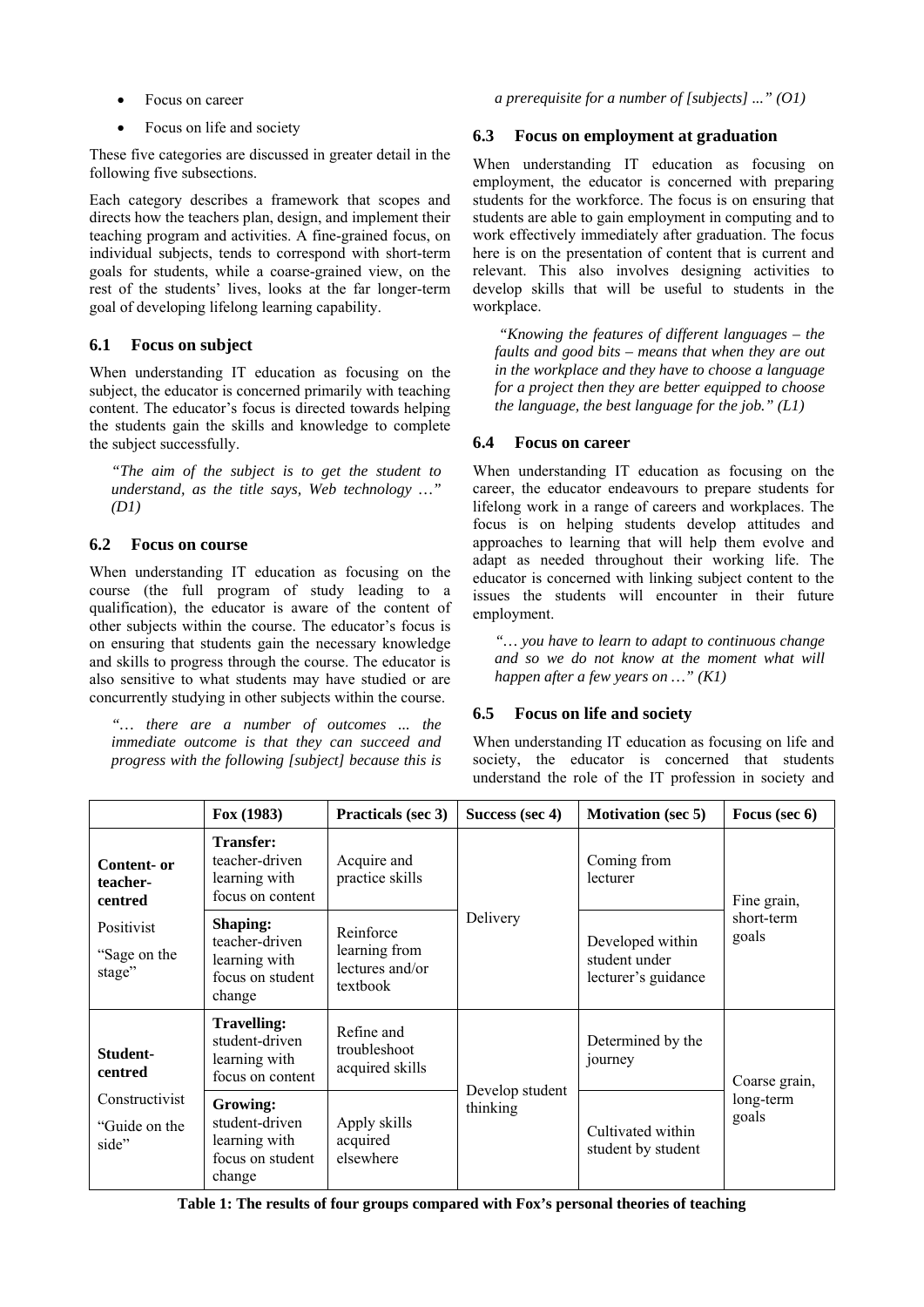- Focus on career
- Focus on life and society

These five categories are discussed in greater detail in the following five subsections.

Each category describes a framework that scopes and directs how the teachers plan, design, and implement their teaching program and activities. A fine-grained focus, on individual subjects, tends to correspond with short-term goals for students, while a coarse-grained view, on the rest of the students' lives, looks at the far longer-term goal of developing lifelong learning capability.

### 6.1 Focus on subject

When understanding IT education as focusing on the subject, the educator is concerned primarily with teaching content. The educator's focus is directed towards helping the students gain the skills and knowledge to complete the subject successfully.

> *"The aim of the subject is to get the student to understand, as the title says, Web technology …" (D1)*

### 6.2 Focus on course

When understanding IT education as focusing on the course (the full program of study leading to a qualification), the educator is aware of the content of other subjects within the course. The educator's focus is on ensuring that students gain the necessary knowledge and skills to progress through the course. The educator is also sensitive to what students may have studied or are concurrently studying in other subjects within the course.

> *"… there are a number of outcomes ... the immediate outcome is that they can succeed and progress with the following [subject] because this is a prerequisite for a number of [subjects] ..." (O1)*

### 6.3 Focus on employment at graduation

When understanding IT education as focusing on employment, the educator is concerned with preparing students for the workforce. The focus is on ensuring that students are able to gain employment in computing and to work effectively immediately after graduation. The focus here is on the presentation of content that is current and relevant. This also involves designing activities to develop skills that will be useful to students in the workplace.

> *"Knowing the features of different languages – the faults and good bits – means that when they are out in the workplace and they have to choose a language for a project then they are better equipped to choose the language, the best language for the job." (L1)*

### 6.4 Focus on career

When understanding IT education as focusing on the career, the educator endeavours to prepare students for lifelong work in a range of careers and workplaces. The focus is on helping students develop attitudes and approaches to learning that will help them evolve and adapt as needed throughout their working life. The educator is concerned with linking subject content to the issues the students will encounter in their future employment.

> *"… you have to learn to adapt to continuous change and so we do not know at the moment what will happen after a few years on …" (K1)*

### 6.5 Focus on life and society

When understanding IT education as focusing on life and society, the educator is concerned that students understand the role of the IT profession in society and

| | Fox (1983) | Practicals (sec 3) | Success (sec 4) | Motivation (sec 5) | Focus (sec 6) |
|---|---|---|---|---|---|
| **Content- or teacher-centred** | **Transfer:** teacher-driven learning with focus on content | Acquire and practice skills | Delivery | Coming from lecturer | Fine grain, short-term goals |
| Positivist<br>"Sage on the stage" | **Shaping:** teacher-driven learning with focus on student change | Reinforce learning from lectures and/or textbook | | Developed within student under lecturer's guidance | |
| **Student-centred** | **Travelling:** student-driven learning with focus on content | Refine and troubleshoot acquired skills | Develop student thinking | Determined by the journey | Coarse grain, long-term goals |
| Constructivist<br>"Guide on the side" | **Growing:** student-driven learning with focus on student change | Apply skills acquired elsewhere | | Cultivated within student by student | |

**Table 1: The results of four groups compared with Fox's personal theories of teaching**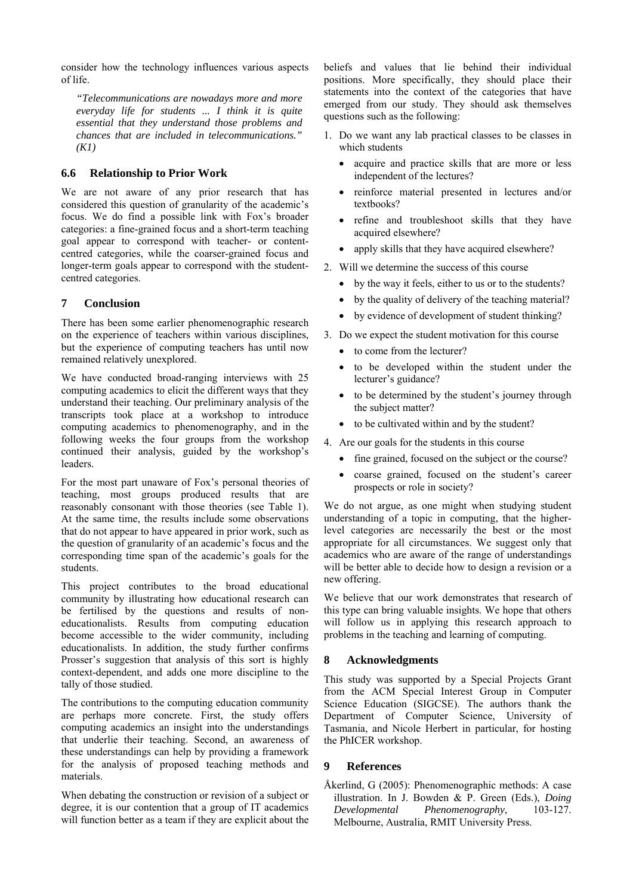consider how the technology influences various aspects of life.

> *"Telecommunications are nowadays more and more everyday life for students ... I think it is quite essential that they understand those problems and chances that are included in telecommunications." (K1)*

### 6.6 Relationship to Prior Work

We are not aware of any prior research that has considered this question of granularity of the academic's focus. We do find a possible link with Fox's broader categories: a fine-grained focus and a short-term teaching goal appear to correspond with teacher- or content-centred categories, while the coarser-grained focus and longer-term goals appear to correspond with the student-centred categories.

## 7 Conclusion

There has been some earlier phenomenographic research on the experience of teachers within various disciplines, but the experience of computing teachers has until now remained relatively unexplored.

We have conducted broad-ranging interviews with 25 computing academics to elicit the different ways that they understand their teaching. Our preliminary analysis of the transcripts took place at a workshop to introduce computing academics to phenomenography, and in the following weeks the four groups from the workshop continued their analysis, guided by the workshop's leaders.

For the most part unaware of Fox's personal theories of teaching, most groups produced results that are reasonably consonant with those theories (see Table 1). At the same time, the results include some observations that do not appear to have appeared in prior work, such as the question of granularity of an academic's focus and the corresponding time span of the academic's goals for the students.

This project contributes to the broad educational community by illustrating how educational research can be fertilised by the questions and results of non-educationalists. Results from computing education become accessible to the wider community, including educationalists. In addition, the study further confirms Prosser's suggestion that analysis of this sort is highly context-dependent, and adds one more discipline to the tally of those studied.

The contributions to the computing education community are perhaps more concrete. First, the study offers computing academics an insight into the understandings that underlie their teaching. Second, an awareness of these understandings can help by providing a framework for the analysis of proposed teaching methods and materials.

When debating the construction or revision of a subject or degree, it is our contention that a group of IT academics will function better as a team if they are explicit about the beliefs and values that lie behind their individual positions. More specifically, they should place their statements into the context of the categories that have emerged from our study. They should ask themselves questions such as the following:

1. Do we want any lab practical classes to be classes in which students
   - acquire and practice skills that are more or less independent of the lectures?
   - reinforce material presented in lectures and/or textbooks?
   - refine and troubleshoot skills that they have acquired elsewhere?
   - apply skills that they have acquired elsewhere?
2. Will we determine the success of this course
   - by the way it feels, either to us or to the students?
   - by the quality of delivery of the teaching material?
   - by evidence of development of student thinking?
3. Do we expect the student motivation for this course
   - to come from the lecturer?
   - to be developed within the student under the lecturer's guidance?
   - to be determined by the student's journey through the subject matter?
   - to be cultivated within and by the student?
4. Are our goals for the students in this course
   - fine grained, focused on the subject or the course?
   - coarse grained, focused on the student's career prospects or role in society?

We do not argue, as one might when studying student understanding of a topic in computing, that the higher-level categories are necessarily the best or the most appropriate for all circumstances. We suggest only that academics who are aware of the range of understandings will be better able to decide how to design a revision or a new offering.

We believe that our work demonstrates that research of this type can bring valuable insights. We hope that others will follow us in applying this research approach to problems in the teaching and learning of computing.

## 8 Acknowledgments

This study was supported by a Special Projects Grant from the ACM Special Interest Group in Computer Science Education (SIGCSE). The authors thank the Department of Computer Science, University of Tasmania, and Nicole Herbert in particular, for hosting the PhICER workshop.

## 9 References

Åkerlind, G (2005): Phenomenographic methods: A case illustration. In J. Bowden & P. Green (Eds.), *Doing Developmental Phenomenography*, 103-127. Melbourne, Australia, RMIT University Press.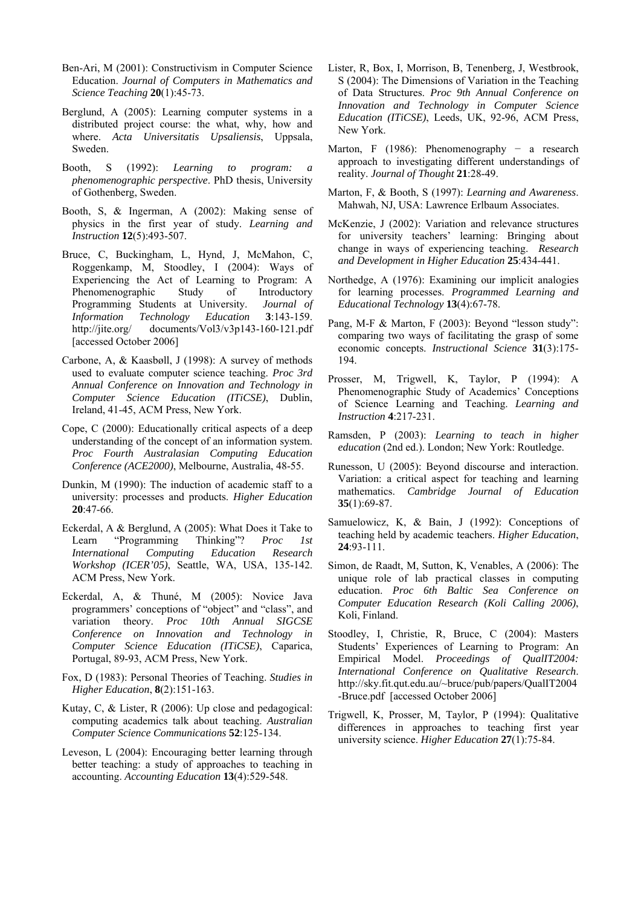Ben-Ari, M (2001): Constructivism in Computer Science Education. *Journal of Computers in Mathematics and Science Teaching* **20**(1):45-73.

Berglund, A (2005): Learning computer systems in a distributed project course: the what, why, how and where. *Acta Universitatis Upsaliensis*, Uppsala, Sweden.

Booth, S (1992): *Learning to program: a phenomenographic perspective*. PhD thesis, University of Gothenberg, Sweden.

Booth, S, & Ingerman, A (2002): Making sense of physics in the first year of study. *Learning and Instruction* **12**(5):493-507.

Bruce, C, Buckingham, L, Hynd, J, McMahon, C, Roggenkamp, M, Stoodley, I (2004): Ways of Experiencing the Act of Learning to Program: A Phenomenographic Study of Introductory Programming Students at University. *Journal of Information Technology Education* **3**:143-159. http://jite.org/ documents/Vol3/v3p143-160-121.pdf [accessed October 2006]

Carbone, A, & Kaasbøll, J (1998): A survey of methods used to evaluate computer science teaching. *Proc 3rd Annual Conference on Innovation and Technology in Computer Science Education (ITiCSE)*, Dublin, Ireland, 41-45, ACM Press, New York.

Cope, C (2000): Educationally critical aspects of a deep understanding of the concept of an information system. *Proc Fourth Australasian Computing Education Conference (ACE2000)*, Melbourne, Australia, 48-55.

Dunkin, M (1990): The induction of academic staff to a university: processes and products. *Higher Education* **20**:47-66.

Eckerdal, A & Berglund, A (2005): What Does it Take to Learn "Programming Thinking"? *Proc 1st International Computing Education Research Workshop (ICER'05)*, Seattle, WA, USA, 135-142. ACM Press, New York.

Eckerdal, A, & Thuné, M (2005): Novice Java programmers' conceptions of "object" and "class", and variation theory. *Proc 10th Annual SIGCSE Conference on Innovation and Technology in Computer Science Education (ITiCSE)*, Caparica, Portugal, 89-93, ACM Press, New York.

Fox, D (1983): Personal Theories of Teaching. *Studies in Higher Education*, **8**(2):151-163.

Kutay, C, & Lister, R (2006): Up close and pedagogical: computing academics talk about teaching. *Australian Computer Science Communications* **52**:125-134.

Leveson, L (2004): Encouraging better learning through better teaching: a study of approaches to teaching in accounting. *Accounting Education* **13**(4):529-548.

Lister, R, Box, I, Morrison, B, Tenenberg, J, Westbrook, S (2004): The Dimensions of Variation in the Teaching of Data Structures. *Proc 9th Annual Conference on Innovation and Technology in Computer Science Education (ITiCSE)*, Leeds, UK, 92-96, ACM Press, New York.

Marton, F (1986): Phenomenography − a research approach to investigating different understandings of reality. *Journal of Thought* **21**:28-49.

Marton, F, & Booth, S (1997): *Learning and Awareness*. Mahwah, NJ, USA: Lawrence Erlbaum Associates.

McKenzie, J (2002): Variation and relevance structures for university teachers' learning: Bringing about change in ways of experiencing teaching. *Research and Development in Higher Education* **25**:434-441.

Northedge, A (1976): Examining our implicit analogies for learning processes. *Programmed Learning and Educational Technology* **13**(4):67-78.

Pang, M-F & Marton, F (2003): Beyond "lesson study": comparing two ways of facilitating the grasp of some economic concepts. *Instructional Science* **31**(3):175-194.

Prosser, M, Trigwell, K, Taylor, P (1994): A Phenomenographic Study of Academics' Conceptions of Science Learning and Teaching. *Learning and Instruction* **4**:217-231.

Ramsden, P (2003): *Learning to teach in higher education* (2nd ed.). London; New York: Routledge.

Runesson, U (2005): Beyond discourse and interaction. Variation: a critical aspect for teaching and learning mathematics. *Cambridge Journal of Education* **35**(1):69-87.

Samuelowicz, K, & Bain, J (1992): Conceptions of teaching held by academic teachers. *Higher Education*, **24**:93-111.

Simon, de Raadt, M, Sutton, K, Venables, A (2006): The unique role of lab practical classes in computing education. *Proc 6th Baltic Sea Conference on Computer Education Research (Koli Calling 2006)*, Koli, Finland.

Stoodley, I, Christie, R, Bruce, C (2004): Masters Students' Experiences of Learning to Program: An Empirical Model. *Proceedings of QualIT2004: International Conference on Qualitative Research*. http://sky.fit.qut.edu.au/~bruce/pub/papers/QualIT2004-Bruce.pdf [accessed October 2006]

Trigwell, K, Prosser, M, Taylor, P (1994): Qualitative differences in approaches to teaching first year university science. *Higher Education* **27**(1):75-84.